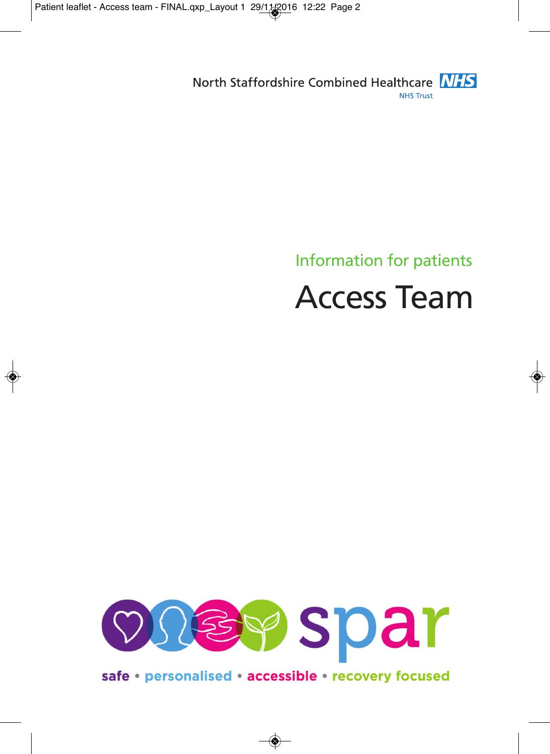North Staffordshire Combined Healthcare NHS Trust

Information for patients

# Access Team

spar

safe • personalised • accessible • recovery focused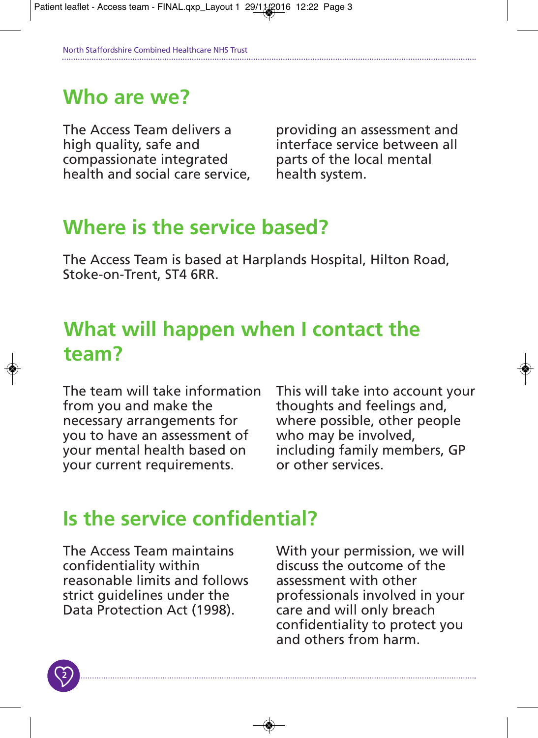## Who are we?

The Access Team delivers a high quality, safe and compassionate integrated health and social care service, providing an assessment and interface service between all parts of the local mental health system.

## Where is the service based?

The Access Team is based at Harplands Hospital, Hilton Road, Stoke-on-Trent, ST4 6RR.

## What will happen when I contact the team?

The team will take information from you and make the necessary arrangements for you to have an assessment of your mental health based on your current requirements. This will take into account your thoughts and feelings and, where possible, other people who may be involved, including family members, GP or other services.

## Is the service confidential?

The Access Team maintains confidentiality within reasonable limits and follows strict guidelines under the Data Protection Act (1998). With your permission, we will discuss the outcome of the assessment with other professionals involved in your care and will only breach confidentiality to protect you and others from harm.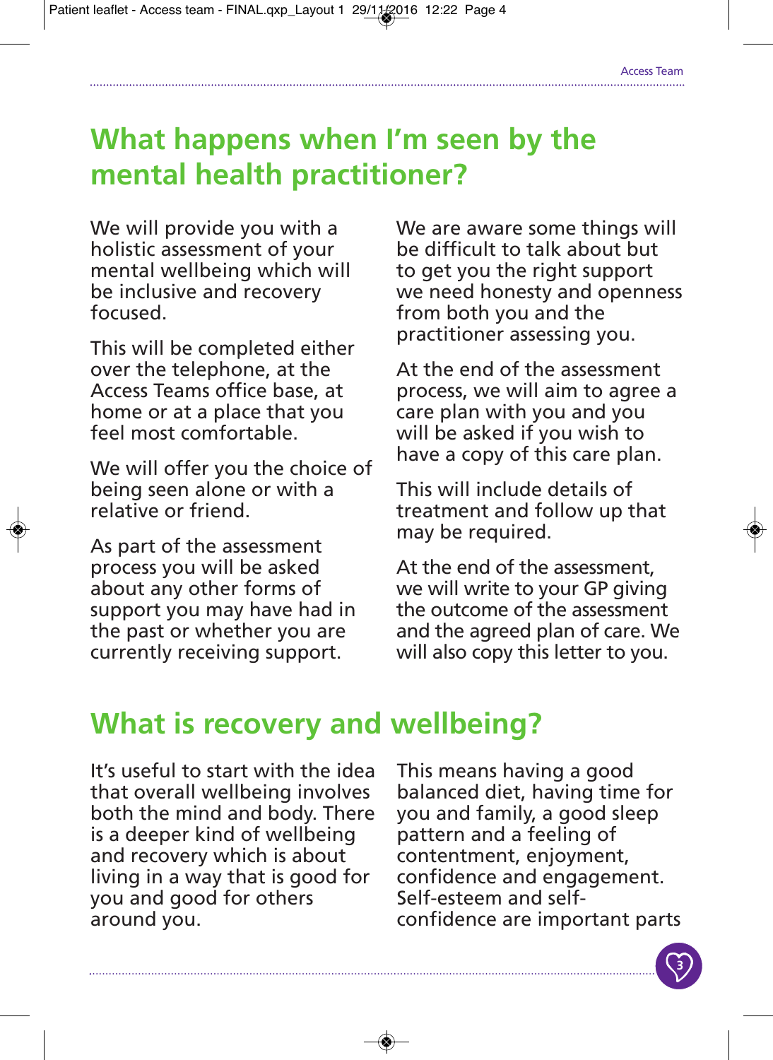## What happens when I'm seen by the mental health practitioner?

We will provide you with a holistic assessment of your mental wellbeing which will be inclusive and recovery focused.

This will be completed either over the telephone, at the Access Teams office base, at home or at a place that you feel most comfortable.

We will offer you the choice of being seen alone or with a relative or friend.

As part of the assessment process you will be asked about any other forms of support you may have had in the past or whether you are currently receiving support.

We are aware some things will be difficult to talk about but to get you the right support we need honesty and openness from both you and the practitioner assessing you.

At the end of the assessment process, we will aim to agree a care plan with you and you will be asked if you wish to have a copy of this care plan.

This will include details of treatment and follow up that may be required.

At the end of the assessment, we will write to your GP giving the outcome of the assessment and the agreed plan of care. We will also copy this letter to you.

## What is recovery and wellbeing?

It's useful to start with the idea that overall wellbeing involves both the mind and body. There is a deeper kind of wellbeing and recovery which is about living in a way that is good for you and good for others around you.

This means having a good balanced diet, having time for you and family, a good sleep pattern and a feeling of contentment, enjoyment, confidence and engagement. Self-esteem and self-confidence are important parts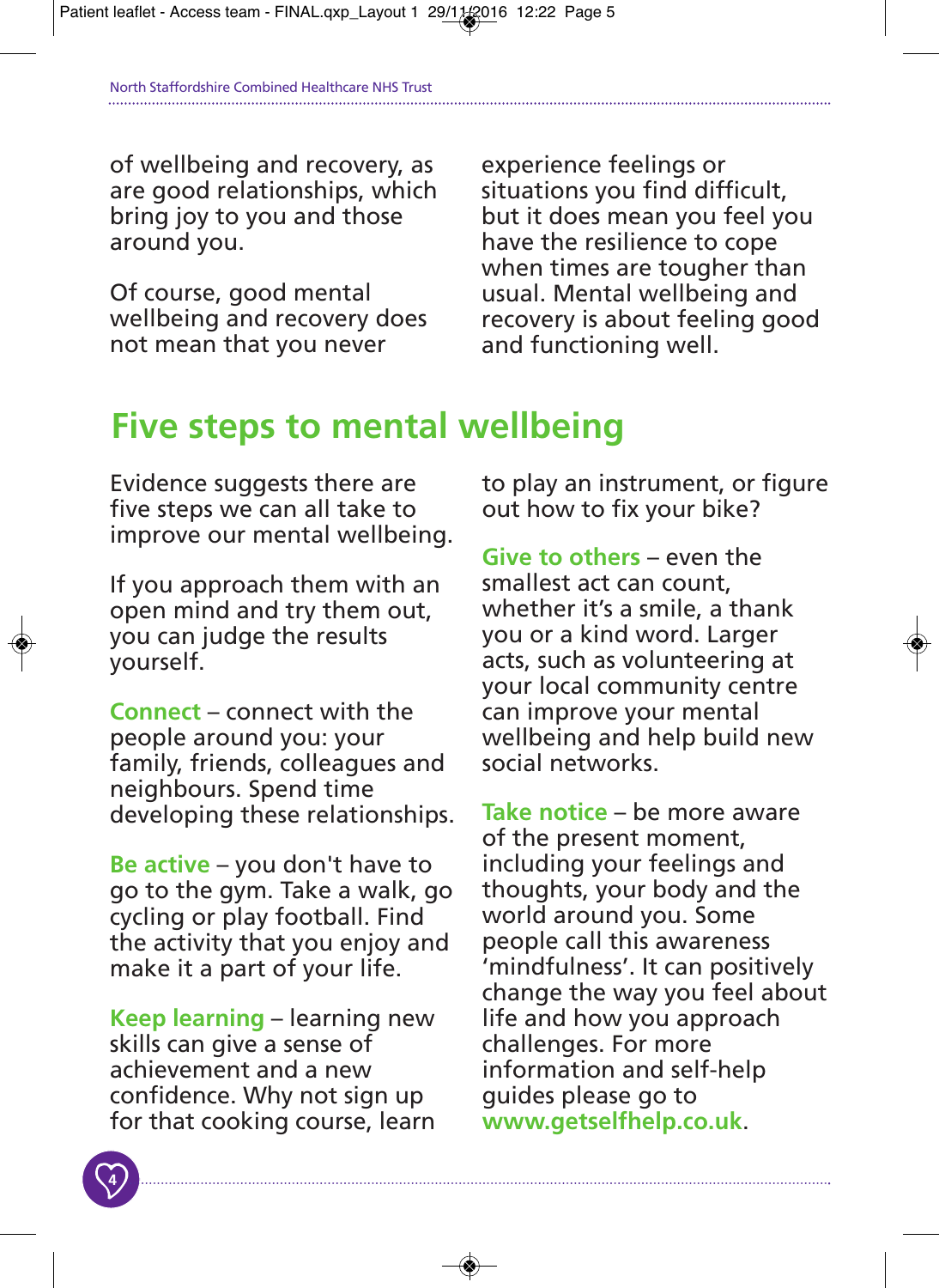of wellbeing and recovery, as are good relationships, which bring joy to you and those around you.

Of course, good mental wellbeing and recovery does not mean that you never experience feelings or situations you find difficult, but it does mean you feel you have the resilience to cope when times are tougher than usual. Mental wellbeing and recovery is about feeling good and functioning well.

## Five steps to mental wellbeing

Evidence suggests there are five steps we can all take to improve our mental wellbeing.

If you approach them with an open mind and try them out, you can judge the results yourself.

**Connect** – connect with the people around you: your family, friends, colleagues and neighbours. Spend time developing these relationships.

**Be active** – you don't have to go to the gym. Take a walk, go cycling or play football. Find the activity that you enjoy and make it a part of your life.

**Keep learning** – learning new skills can give a sense of achievement and a new confidence. Why not sign up for that cooking course, learn to play an instrument, or figure out how to fix your bike?

**Give to others** – even the smallest act can count, whether it's a smile, a thank you or a kind word. Larger acts, such as volunteering at your local community centre can improve your mental wellbeing and help build new social networks.

**Take notice** – be more aware of the present moment, including your feelings and thoughts, your body and the world around you. Some people call this awareness 'mindfulness'. It can positively change the way you feel about life and how you approach challenges. For more information and self-help guides please go to **www.getselfhelp.co.uk**.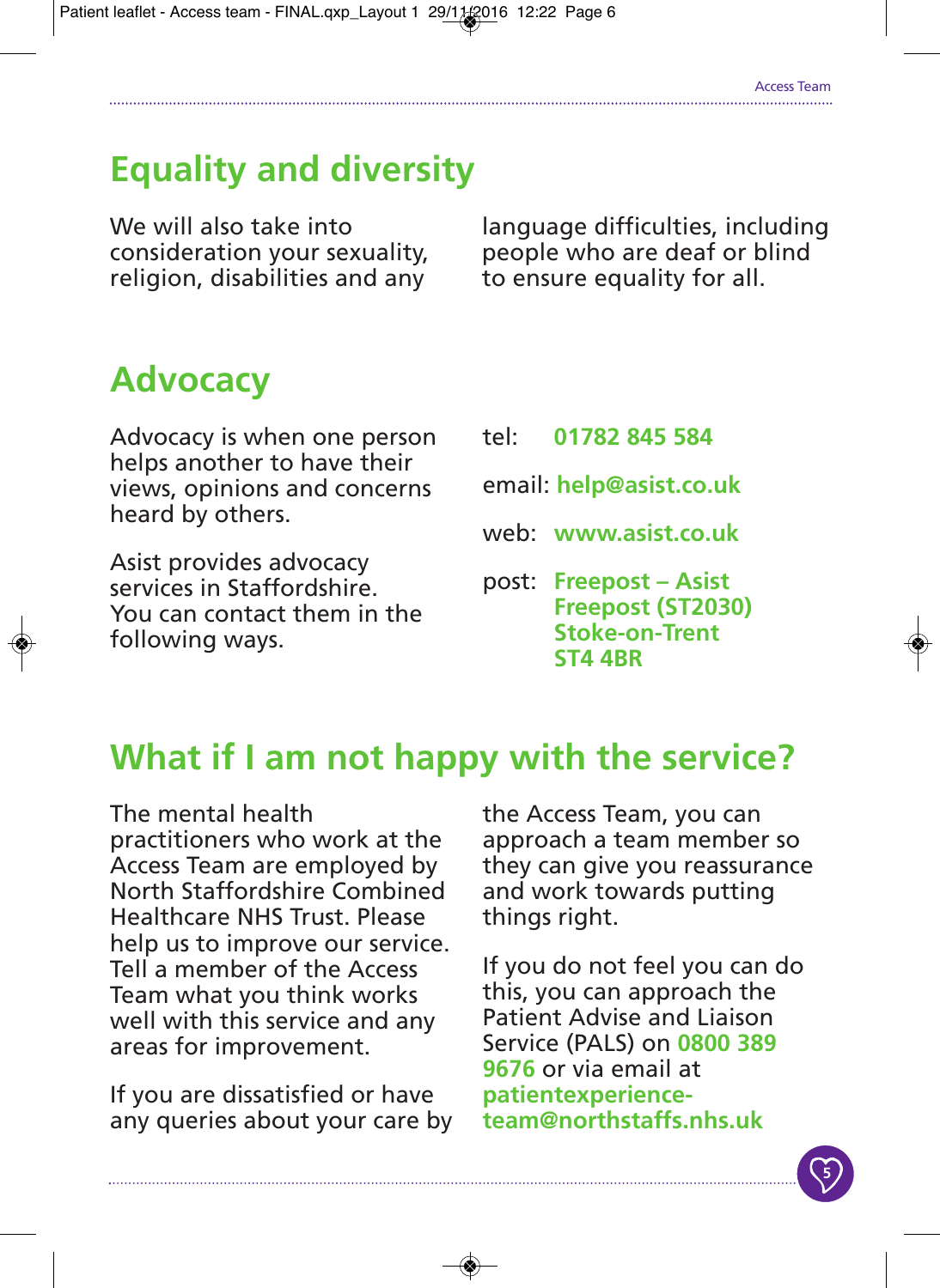## Equality and diversity

We will also take into consideration your sexuality, religion, disabilities and any language difficulties, including people who are deaf or blind to ensure equality for all.

## Advocacy

Advocacy is when one person helps another to have their views, opinions and concerns heard by others.

Asist provides advocacy services in Staffordshire. You can contact them in the following ways.

tel: **01782 845 584**

email: **help@asist.co.uk**

web: **www.asist.co.uk**

post: **Freepost – Asist**
**Freepost (ST2030)**
**Stoke-on-Trent**
**ST4 4BR**

## What if I am not happy with the service?

The mental health practitioners who work at the Access Team are employed by North Staffordshire Combined Healthcare NHS Trust. Please help us to improve our service. Tell a member of the Access Team what you think works well with this service and any areas for improvement.

If you are dissatisfied or have any queries about your care by the Access Team, you can approach a team member so they can give you reassurance and work towards putting things right.

If you do not feel you can do this, you can approach the Patient Advise and Liaison Service (PALS) on **0800 389 9676** or via email at **patientexperience-team@northstaffs.nhs.uk**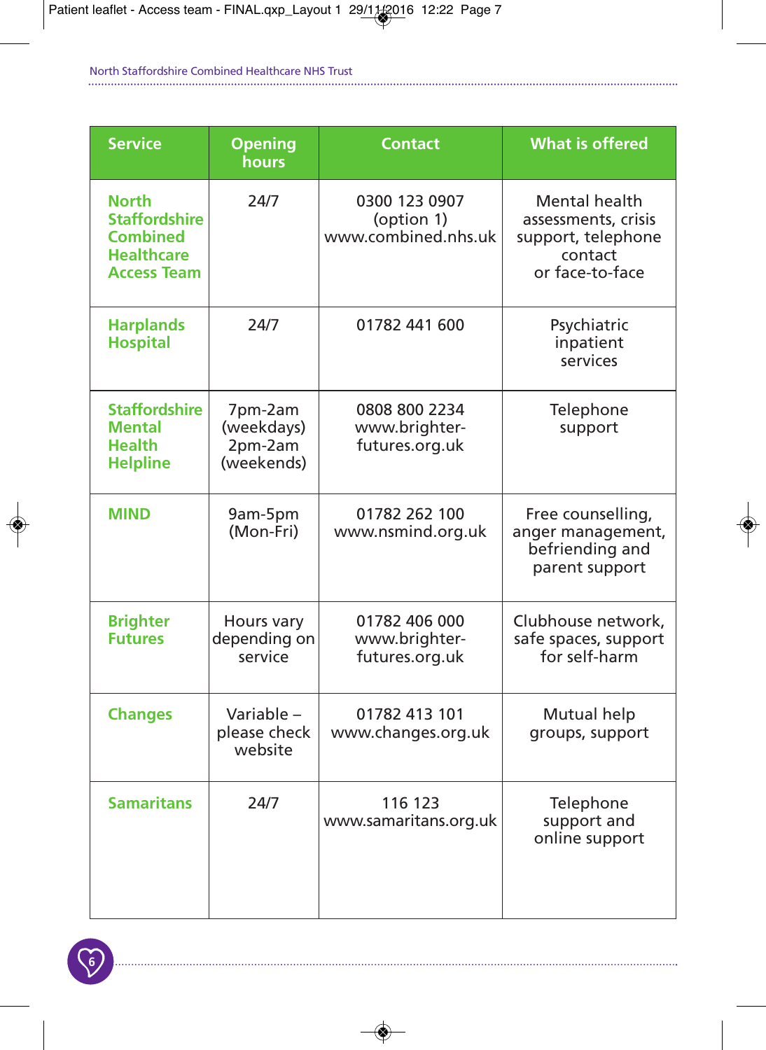| Service | Opening hours | Contact | What is offered |
|---|---|---|---|
| **North Staffordshire Combined Healthcare Access Team** | 24/7 | 0300 123 0907 (option 1) www.combined.nhs.uk | Mental health assessments, crisis support, telephone contact or face-to-face |
| **Harplands Hospital** | 24/7 | 01782 441 600 | Psychiatric inpatient services |
| **Staffordshire Mental Health Helpline** | 7pm-2am (weekdays) 2pm-2am (weekends) | 0808 800 2234 www.brighter-futures.org.uk | Telephone support |
| **MIND** | 9am-5pm (Mon-Fri) | 01782 262 100 www.nsmind.org.uk | Free counselling, anger management, befriending and parent support |
| **Brighter Futures** | Hours vary depending on service | 01782 406 000 www.brighter-futures.org.uk | Clubhouse network, safe spaces, support for self-harm |
| **Changes** | Variable – please check website | 01782 413 101 www.changes.org.uk | Mutual help groups, support |
| **Samaritans** | 24/7 | 116 123 www.samaritans.org.uk | Telephone support and online support |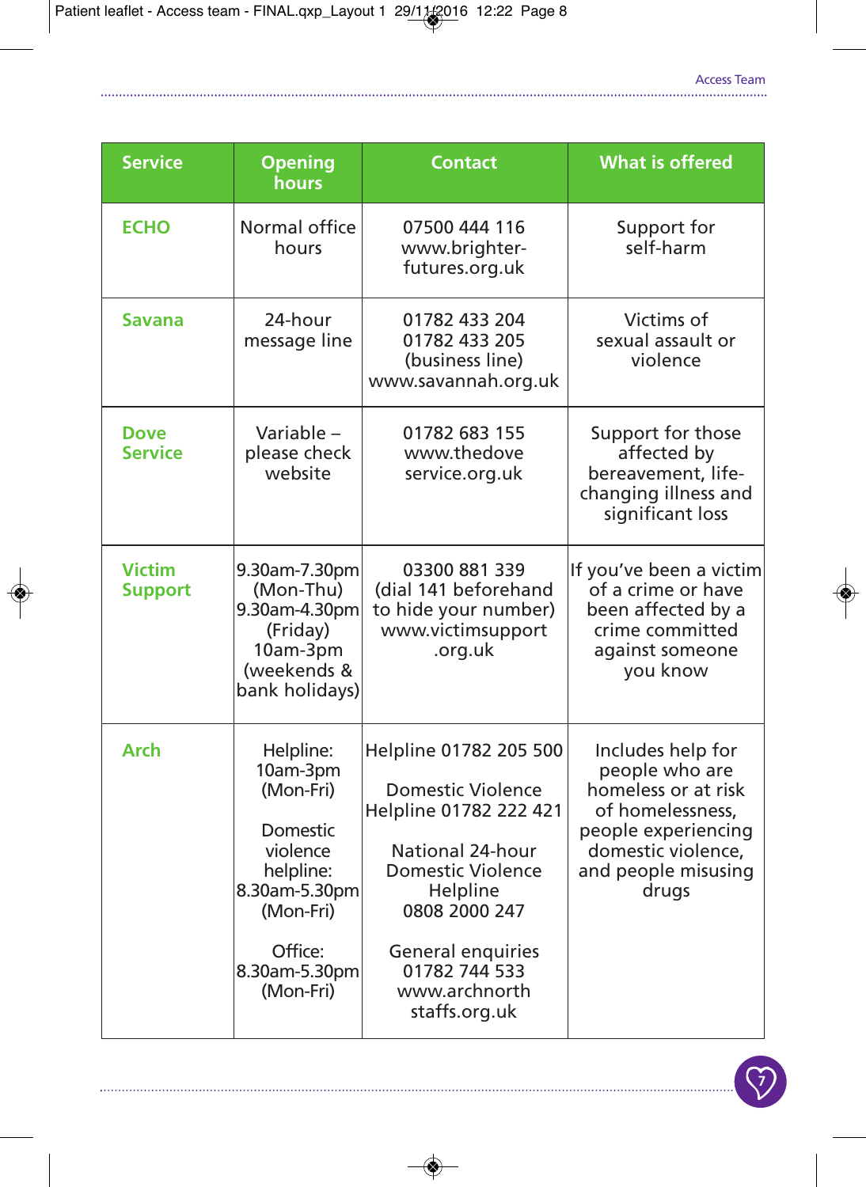| Service | Opening hours | Contact | What is offered |
|---|---|---|---|
| **ECHO** | Normal office hours | 07500 444 116 www.brighter-futures.org.uk | Support for self-harm |
| **Savana** | 24-hour message line | 01782 433 204 01782 433 205 (business line) www.savannah.org.uk | Victims of sexual assault or violence |
| **Dove Service** | Variable – please check website | 01782 683 155 www.thedoveservice.org.uk | Support for those affected by bereavement, life-changing illness and significant loss |
| **Victim Support** | 9.30am-7.30pm (Mon-Thu) 9.30am-4.30pm (Friday) 10am-3pm (weekends & bank holidays) | 03300 881 339 (dial 141 beforehand to hide your number) www.victimsupport.org.uk | If you've been a victim of a crime or have been affected by a crime committed against someone you know |
| **Arch** | Helpline: 10am-3pm (Mon-Fri)<br><br>Domestic violence helpline: 8.30am-5.30pm (Mon-Fri)<br><br>Office: 8.30am-5.30pm (Mon-Fri) | Helpline 01782 205 500<br><br>Domestic Violence Helpline 01782 222 421<br><br>National 24-hour Domestic Violence Helpline 0808 2000 247<br><br>General enquiries 01782 744 533 www.archnorthstaffs.org.uk | Includes help for people who are homeless or at risk of homelessness, people experiencing domestic violence, and people misusing drugs |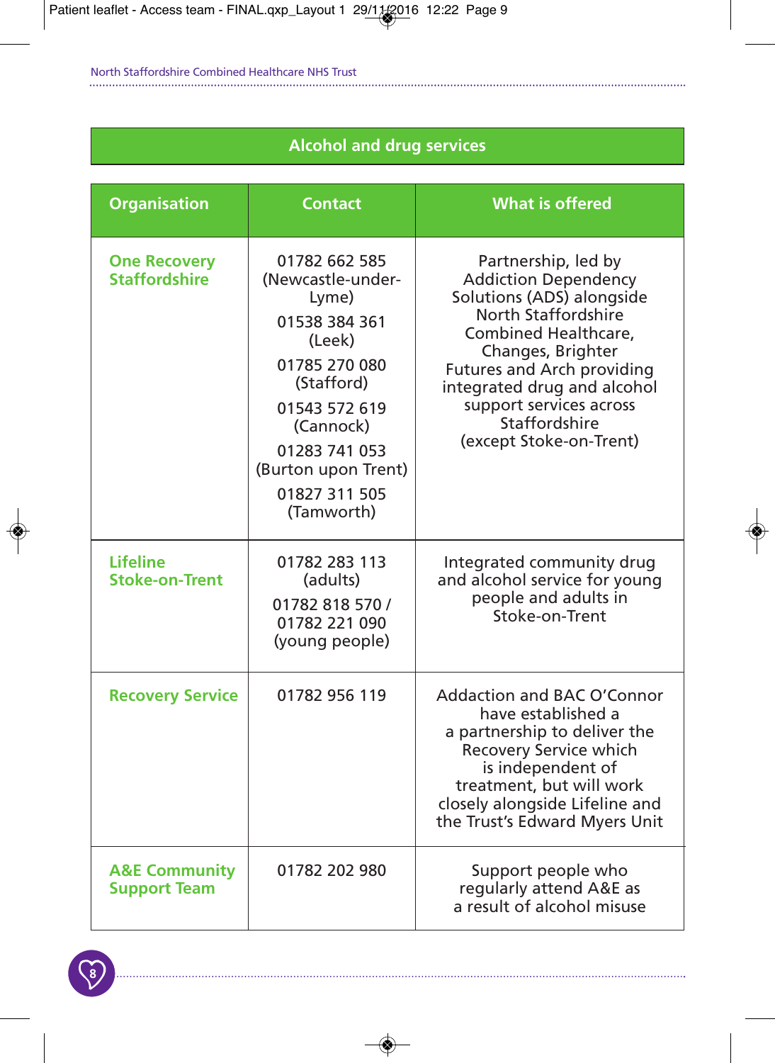## Alcohol and drug services

| Organisation | Contact | What is offered |
|---|---|---|
| **One Recovery Staffordshire** | 01782 662 585 (Newcastle-under-Lyme)<br>01538 384 361 (Leek)<br>01785 270 080 (Stafford)<br>01543 572 619 (Cannock)<br>01283 741 053 (Burton upon Trent)<br>01827 311 505 (Tamworth) | Partnership, led by Addiction Dependency Solutions (ADS) alongside North Staffordshire Combined Healthcare, Changes, Brighter Futures and Arch providing integrated drug and alcohol support services across Staffordshire (except Stoke-on-Trent) |
| **Lifeline Stoke-on-Trent** | 01782 283 113 (adults)<br>01782 818 570 / 01782 221 090 (young people) | Integrated community drug and alcohol service for young people and adults in Stoke-on-Trent |
| **Recovery Service** | 01782 956 119 | Addaction and BAC O'Connor have established a a partnership to deliver the Recovery Service which is independent of treatment, but will work closely alongside Lifeline and the Trust's Edward Myers Unit |
| **A&E Community Support Team** | 01782 202 980 | Support people who regularly attend A&E as a result of alcohol misuse |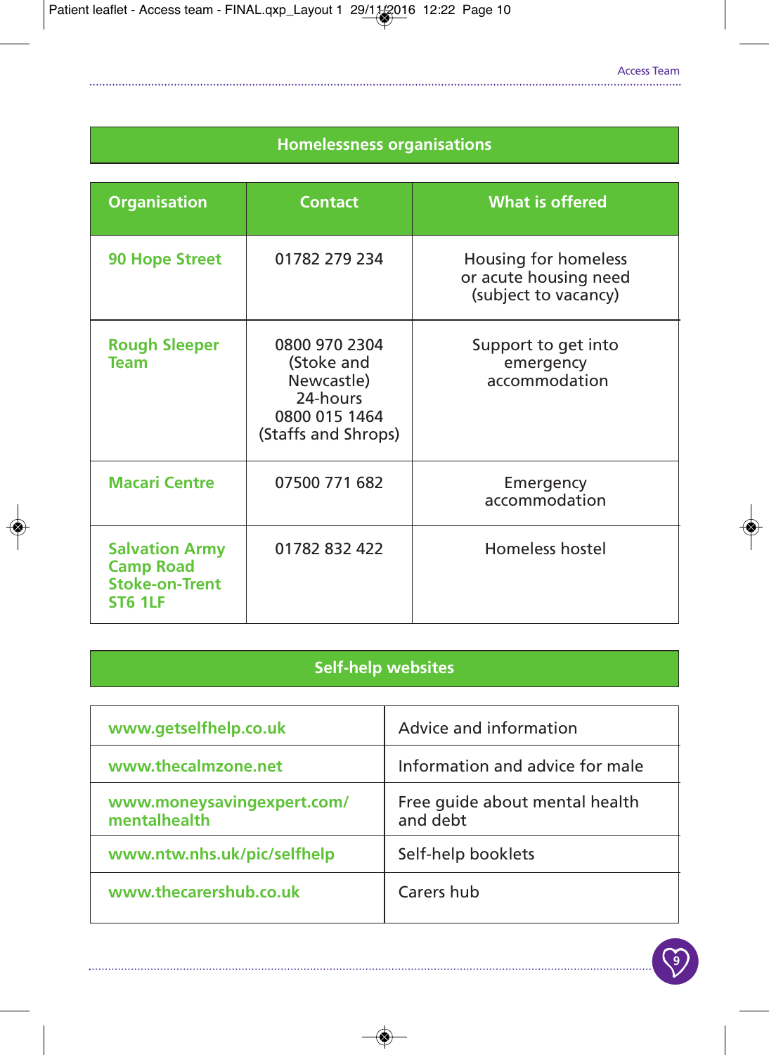## Homelessness organisations

| Organisation | Contact | What is offered |
|---|---|---|
| **90 Hope Street** | 01782 279 234 | Housing for homeless or acute housing need (subject to vacancy) |
| **Rough Sleeper Team** | 0800 970 2304 (Stoke and Newcastle) 24-hours 0800 015 1464 (Staffs and Shrops) | Support to get into emergency accommodation |
| **Macari Centre** | 07500 771 682 | Emergency accommodation |
| **Salvation Army Camp Road Stoke-on-Trent ST6 1LF** | 01782 832 422 | Homeless hostel |

## Self-help websites

| | |
|---|---|
| **www.getselfhelp.co.uk** | Advice and information |
| **www.thecalmzone.net** | Information and advice for male |
| **www.moneysavingexpert.com/mentalhealth** | Free guide about mental health and debt |
| **www.ntw.nhs.uk/pic/selfhelp** | Self-help booklets |
| **www.thecarershub.co.uk** | Carers hub |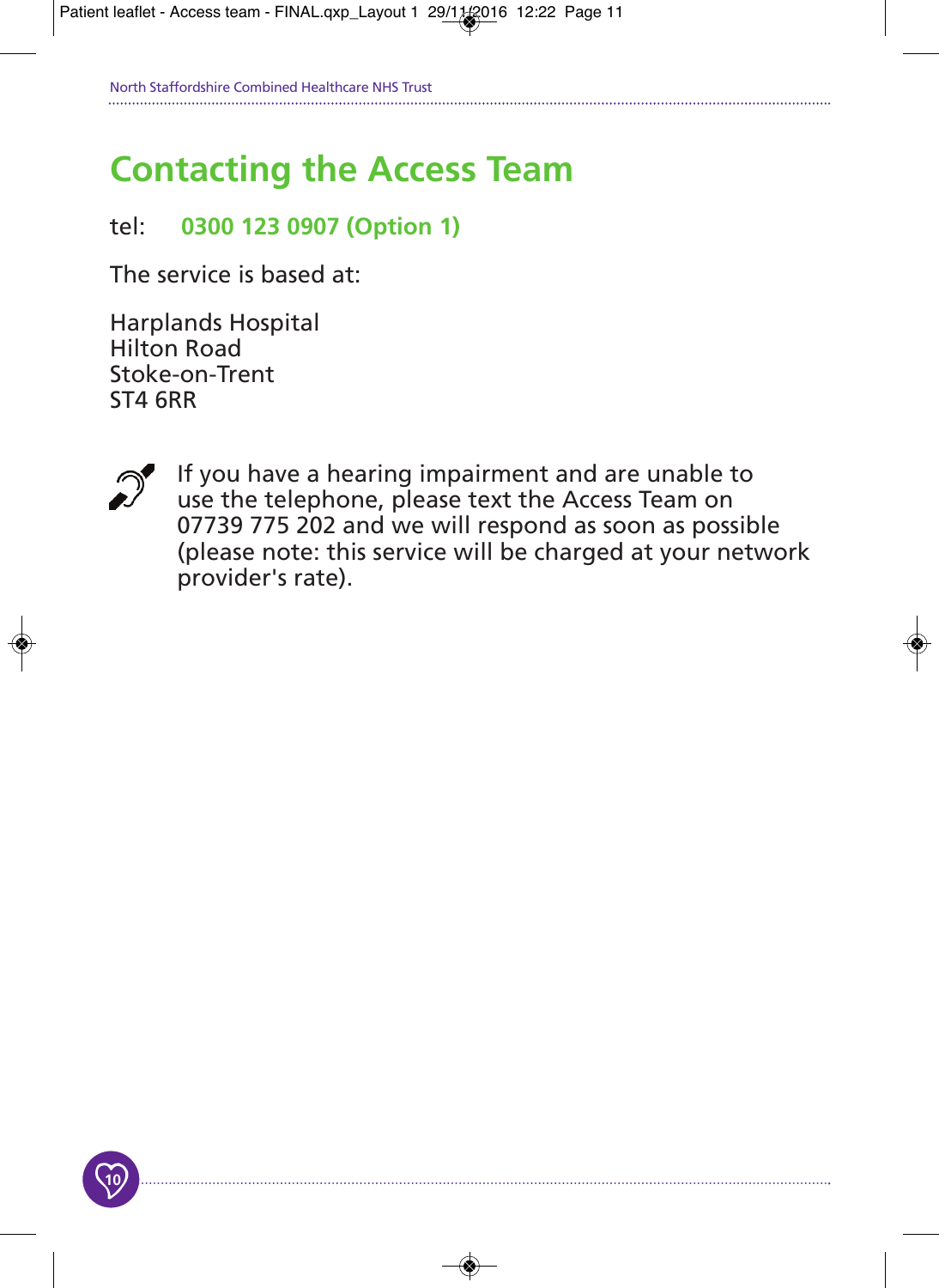# Contacting the Access Team

tel: **0300 123 0907 (Option 1)**

The service is based at:

Harplands Hospital
Hilton Road
Stoke-on-Trent
ST4 6RR

If you have a hearing impairment and are unable to use the telephone, please text the Access Team on 07739 775 202 and we will respond as soon as possible (please note: this service will be charged at your network provider's rate).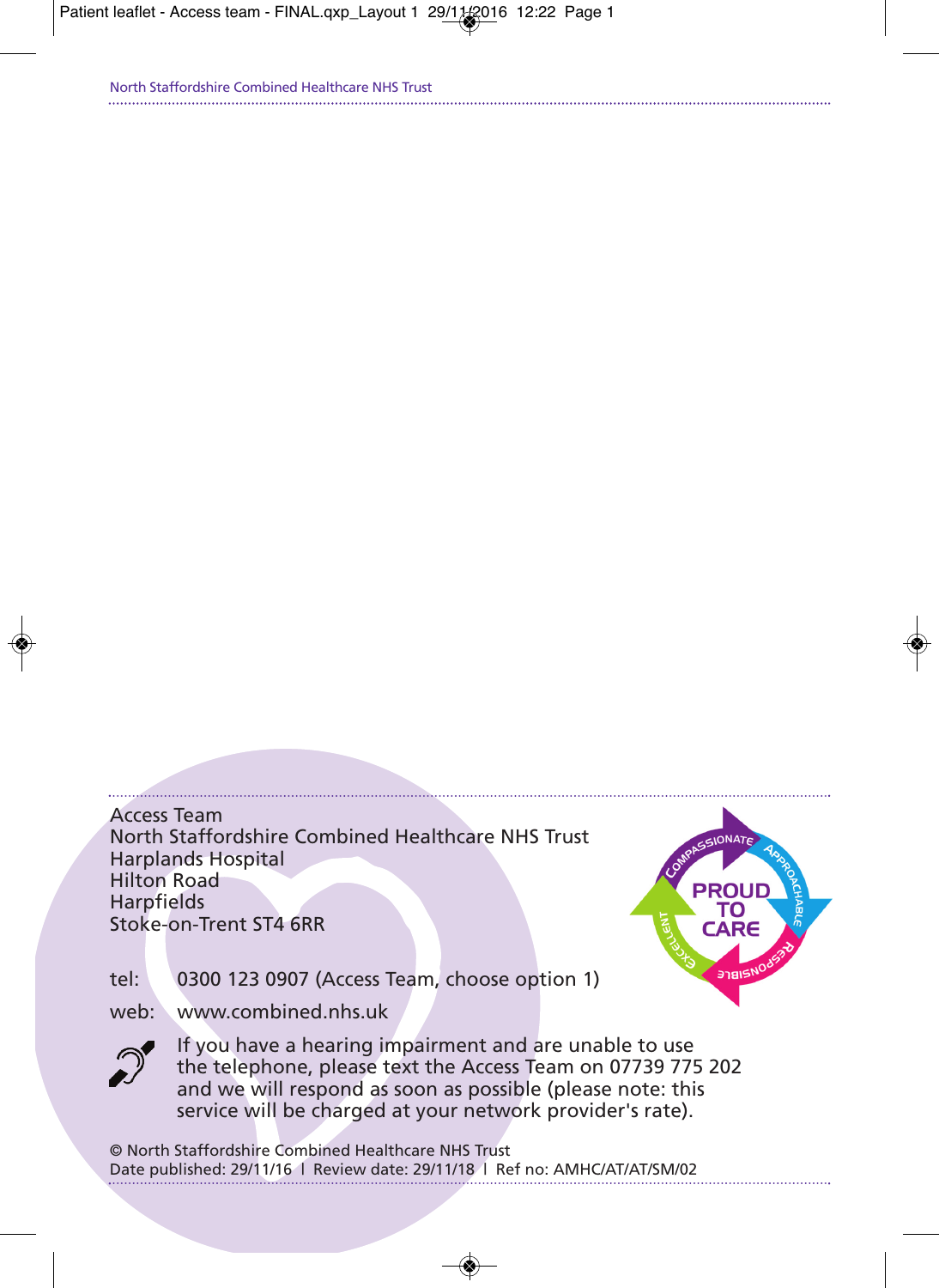Access Team
North Staffordshire Combined Healthcare NHS Trust
Harplands Hospital
Hilton Road
Harpfields
Stoke-on-Trent ST4 6RR

tel: 0300 123 0907 (Access Team, choose option 1)

web: www.combined.nhs.uk

If you have a hearing impairment and are unable to use the telephone, please text the Access Team on 07739 775 202 and we will respond as soon as possible (please note: this service will be charged at your network provider's rate).

PROUD TO CARE

COMPASSIONATE · APPROACHABLE · RESPONSIBLE · EXCELLENT

© North Staffordshire Combined Healthcare NHS Trust
Date published: 29/11/16 | Review date: 29/11/18 | Ref no: AMHC/AT/AT/SM/02